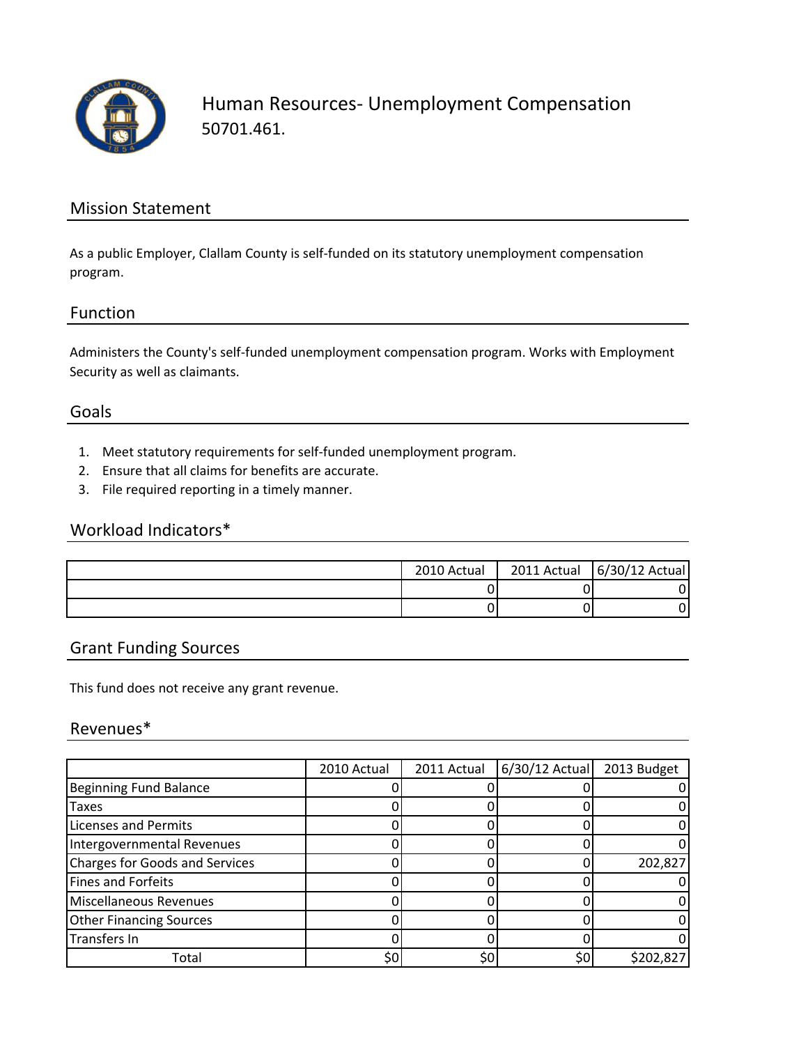# Human Resources- Unemployment Compensation

50701.461.

## Mission Statement

As a public Employer, Clallam County is self-funded on its statutory unemployment compensation program.

## Function

Administers the County's self-funded unemployment compensation program. Works with Employment Security as well as claimants.

## Goals

1. Meet statutory requirements for self-funded unemployment program.
2. Ensure that all claims for benefits are accurate.
3. File required reporting in a timely manner.

## Workload Indicators*

| | 2010 Actual | 2011 Actual | 6/30/12 Actual |
|---|---|---|---|
| | 0 | 0 | 0 |
| | 0 | 0 | 0 |

## Grant Funding Sources

This fund does not receive any grant revenue.

## Revenues*

| | 2010 Actual | 2011 Actual | 6/30/12 Actual | 2013 Budget |
|---|---|---|---|---|
| Beginning Fund Balance | 0 | 0 | 0 | 0 |
| Taxes | 0 | 0 | 0 | 0 |
| Licenses and Permits | 0 | 0 | 0 | 0 |
| Intergovernmental Revenues | 0 | 0 | 0 | 0 |
| Charges for Goods and Services | 0 | 0 | 0 | 202,827 |
| Fines and Forfeits | 0 | 0 | 0 | 0 |
| Miscellaneous Revenues | 0 | 0 | 0 | 0 |
| Other Financing Sources | 0 | 0 | 0 | 0 |
| Transfers In | 0 | 0 | 0 | 0 |
| Total | $0 | $0 | $0 | $202,827 |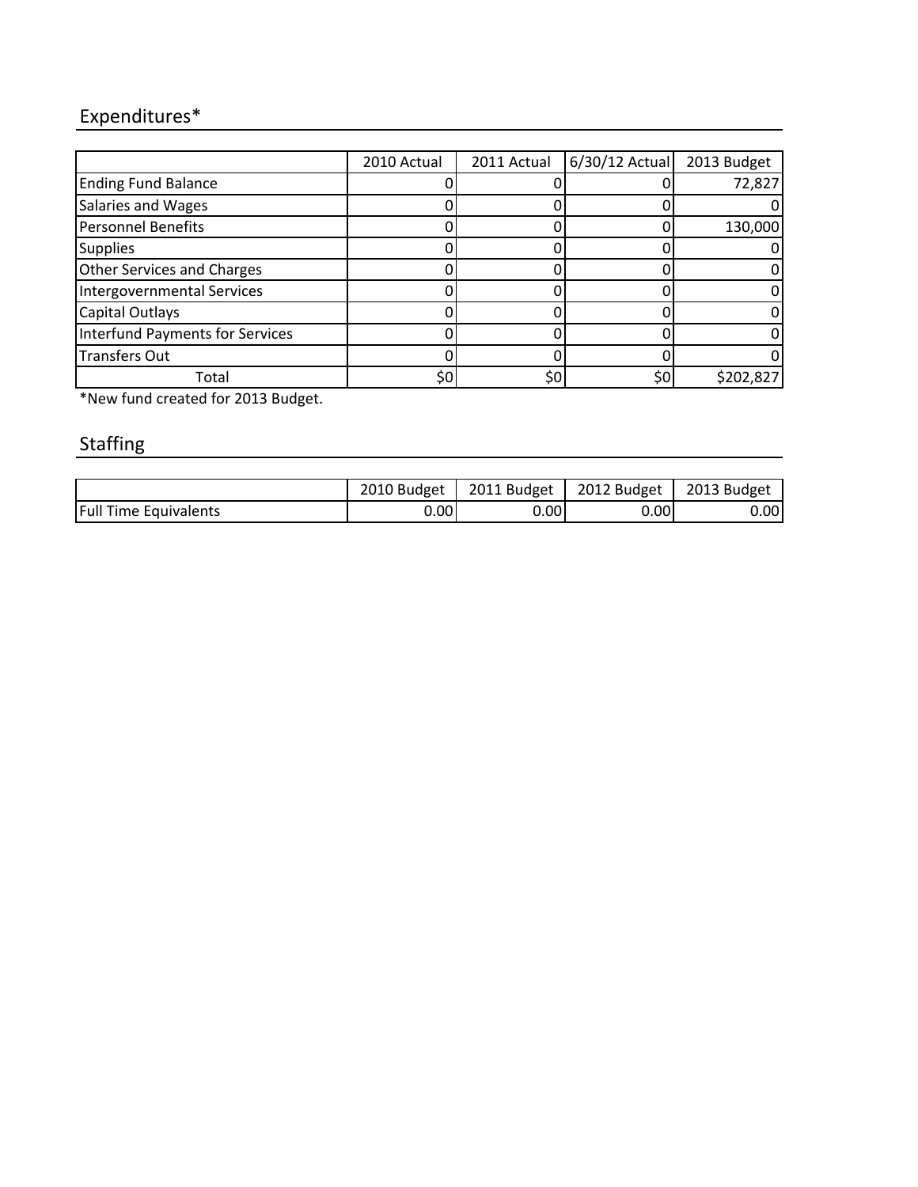## Expenditures*

| | 2010 Actual | 2011 Actual | 6/30/12 Actual | 2013 Budget |
|---|---|---|---|---|
| Ending Fund Balance | 0 | 0 | 0 | 72,827 |
| Salaries and Wages | 0 | 0 | 0 | 0 |
| Personnel Benefits | 0 | 0 | 0 | 130,000 |
| Supplies | 0 | 0 | 0 | 0 |
| Other Services and Charges | 0 | 0 | 0 | 0 |
| Intergovernmental Services | 0 | 0 | 0 | 0 |
| Capital Outlays | 0 | 0 | 0 | 0 |
| Interfund Payments for Services | 0 | 0 | 0 | 0 |
| Transfers Out | 0 | 0 | 0 | 0 |
| Total | $0 | $0 | $0 | $202,827 |

*New fund created for 2013 Budget.

## Staffing

| | 2010 Budget | 2011 Budget | 2012 Budget | 2013 Budget |
|---|---|---|---|---|
| Full Time Equivalents | 0.00 | 0.00 | 0.00 | 0.00 |